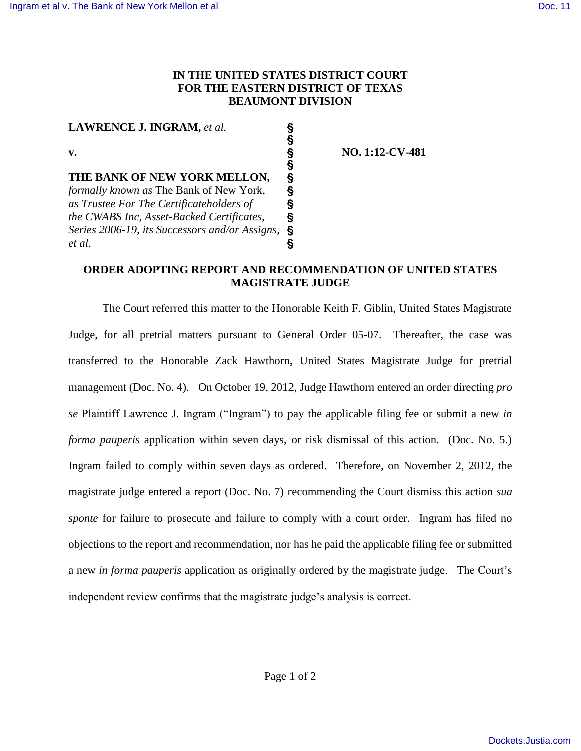# IN THE UNITED STATES DISTRICT COURT FOR THE EASTERN DISTRICT OF TEXAS BEAUMONT DIVISION

| | | |
|---|---|---|
| **LAWRENCE J. INGRAM,** *et al.* | § | |
| | § | |
| **v.** | § | **NO. 1:12-CV-481** |
| | § | |
| **THE BANK OF NEW YORK MELLON,** | § | |
| *formally known as* The Bank of New York, | § | |
| *as Trustee For The Certificateholders of* | § | |
| *the CWABS Inc, Asset-Backed Certificates,* | § | |
| *Series 2006-19, its Successors and/or Assigns,* | § | |
| *et al.* | § | |

## ORDER ADOPTING REPORT AND RECOMMENDATION OF UNITED STATES MAGISTRATE JUDGE

The Court referred this matter to the Honorable Keith F. Giblin, United States Magistrate Judge, for all pretrial matters pursuant to General Order 05-07. Thereafter, the case was transferred to the Honorable Zack Hawthorn, United States Magistrate Judge for pretrial management (Doc. No. 4). On October 19, 2012, Judge Hawthorn entered an order directing *pro se* Plaintiff Lawrence J. Ingram ("Ingram") to pay the applicable filing fee or submit a new *in forma pauperis* application within seven days, or risk dismissal of this action. (Doc. No. 5.) Ingram failed to comply within seven days as ordered. Therefore, on November 2, 2012, the magistrate judge entered a report (Doc. No. 7) recommending the Court dismiss this action *sua sponte* for failure to prosecute and failure to comply with a court order. Ingram has filed no objections to the report and recommendation, nor has he paid the applicable filing fee or submitted a new *in forma pauperis* application as originally ordered by the magistrate judge. The Court's independent review confirms that the magistrate judge's analysis is correct.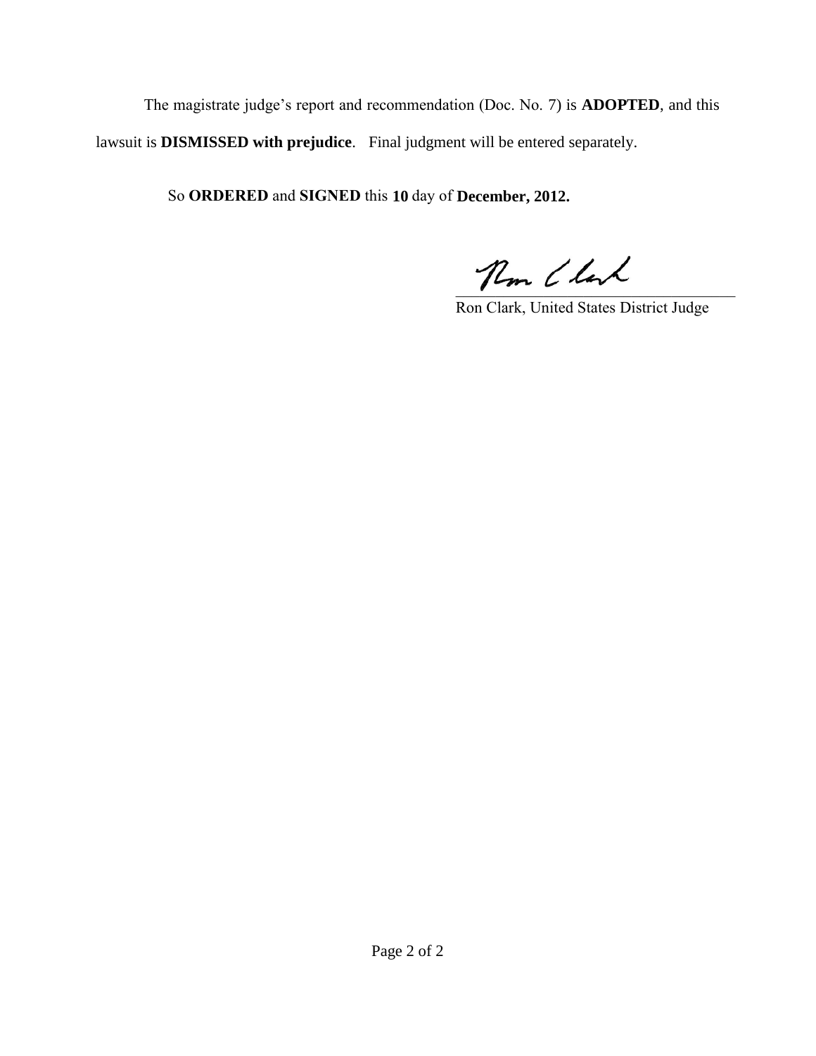The magistrate judge's report and recommendation (Doc. No. 7) is **ADOPTED**, and this lawsuit is **DISMISSED with prejudice**. Final judgment will be entered separately.

So **ORDERED** and **SIGNED** this **10** day of **December, 2012.**

Ron Clark, United States District Judge